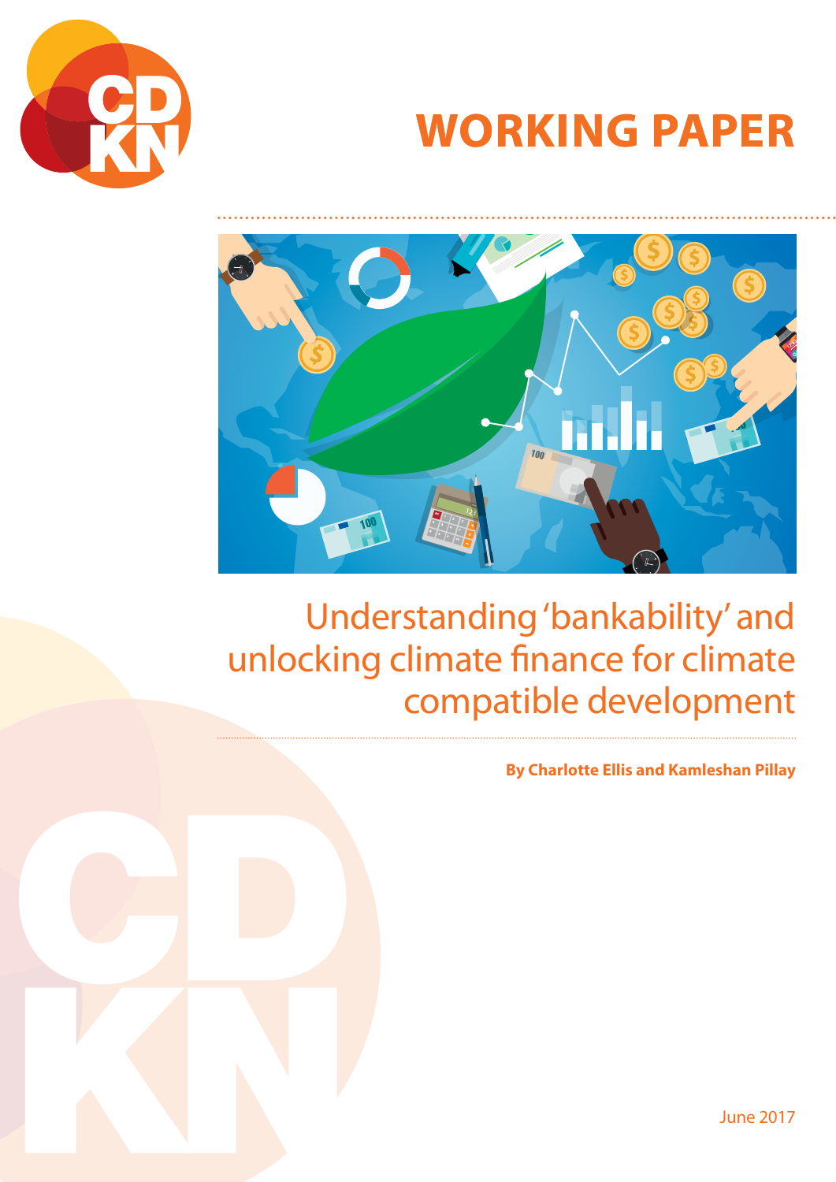WORKING PAPER

# Understanding 'bankability' and unlocking climate finance for climate compatible development

**By Charlotte Ellis and Kamleshan Pillay**

June 2017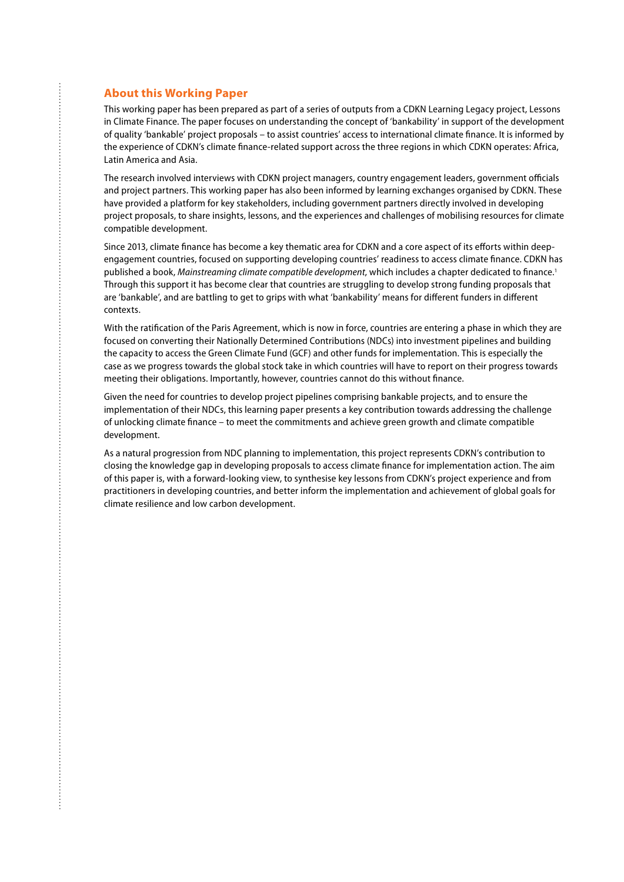## About this Working Paper

This working paper has been prepared as part of a series of outputs from a CDKN Learning Legacy project, Lessons in Climate Finance. The paper focuses on understanding the concept of 'bankability' in support of the development of quality 'bankable' project proposals – to assist countries' access to international climate finance. It is informed by the experience of CDKN's climate finance-related support across the three regions in which CDKN operates: Africa, Latin America and Asia.

The research involved interviews with CDKN project managers, country engagement leaders, government officials and project partners. This working paper has also been informed by learning exchanges organised by CDKN. These have provided a platform for key stakeholders, including government partners directly involved in developing project proposals, to share insights, lessons, and the experiences and challenges of mobilising resources for climate compatible development.

Since 2013, climate finance has become a key thematic area for CDKN and a core aspect of its efforts within deep-engagement countries, focused on supporting developing countries' readiness to access climate finance. CDKN has published a book, *Mainstreaming climate compatible development*, which includes a chapter dedicated to finance.[1] Through this support it has become clear that countries are struggling to develop strong funding proposals that are 'bankable', and are battling to get to grips with what 'bankability' means for different funders in different contexts.

With the ratification of the Paris Agreement, which is now in force, countries are entering a phase in which they are focused on converting their Nationally Determined Contributions (NDCs) into investment pipelines and building the capacity to access the Green Climate Fund (GCF) and other funds for implementation. This is especially the case as we progress towards the global stock take in which countries will have to report on their progress towards meeting their obligations. Importantly, however, countries cannot do this without finance.

Given the need for countries to develop project pipelines comprising bankable projects, and to ensure the implementation of their NDCs, this learning paper presents a key contribution towards addressing the challenge of unlocking climate finance – to meet the commitments and achieve green growth and climate compatible development.

As a natural progression from NDC planning to implementation, this project represents CDKN's contribution to closing the knowledge gap in developing proposals to access climate finance for implementation action. The aim of this paper is, with a forward-looking view, to synthesise key lessons from CDKN's project experience and from practitioners in developing countries, and better inform the implementation and achievement of global goals for climate resilience and low carbon development.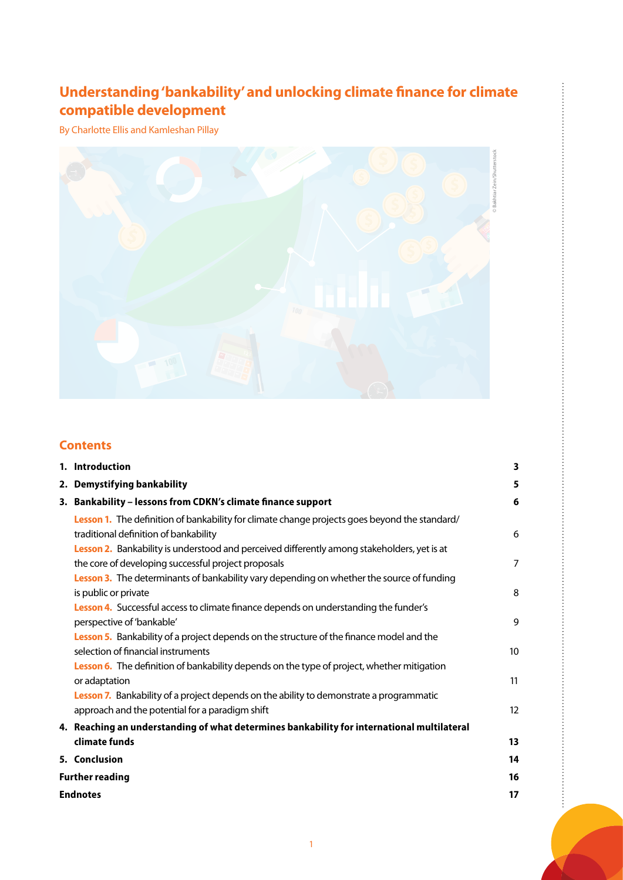# Understanding 'bankability' and unlocking climate finance for climate compatible development

By Charlotte Ellis and Kamleshan Pillay

## Contents

| | |
|---|---|
| **1. Introduction** | **3** |
| **2. Demystifying bankability** | **5** |
| **3. Bankability – lessons from CDKN's climate finance support** | **6** |
| **Lesson 1.** The definition of bankability for climate change projects goes beyond the standard/traditional definition of bankability | 6 |
| **Lesson 2.** Bankability is understood and perceived differently among stakeholders, yet is at the core of developing successful project proposals | 7 |
| **Lesson 3.** The determinants of bankability vary depending on whether the source of funding is public or private | 8 |
| **Lesson 4.** Successful access to climate finance depends on understanding the funder's perspective of 'bankable' | 9 |
| **Lesson 5.** Bankability of a project depends on the structure of the finance model and the selection of financial instruments | 10 |
| **Lesson 6.** The definition of bankability depends on the type of project, whether mitigation or adaptation | 11 |
| **Lesson 7.** Bankability of a project depends on the ability to demonstrate a programmatic approach and the potential for a paradigm shift | 12 |
| **4. Reaching an understanding of what determines bankability for international multilateral climate funds** | **13** |
| **5. Conclusion** | **14** |
| **Further reading** | **16** |
| **Endnotes** | **17** |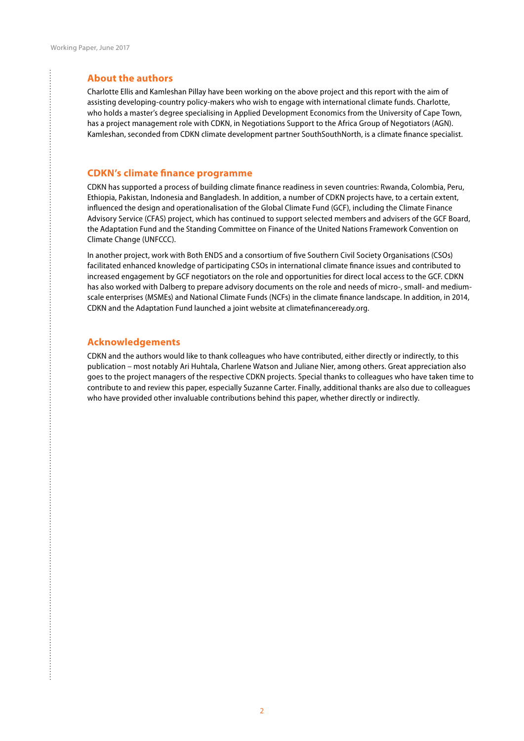## About the authors

Charlotte Ellis and Kamleshan Pillay have been working on the above project and this report with the aim of assisting developing-country policy-makers who wish to engage with international climate funds. Charlotte, who holds a master's degree specialising in Applied Development Economics from the University of Cape Town, has a project management role with CDKN, in Negotiations Support to the Africa Group of Negotiators (AGN). Kamleshan, seconded from CDKN climate development partner SouthSouthNorth, is a climate finance specialist.

## CDKN's climate finance programme

CDKN has supported a process of building climate finance readiness in seven countries: Rwanda, Colombia, Peru, Ethiopia, Pakistan, Indonesia and Bangladesh. In addition, a number of CDKN projects have, to a certain extent, influenced the design and operationalisation of the Global Climate Fund (GCF), including the Climate Finance Advisory Service (CFAS) project, which has continued to support selected members and advisers of the GCF Board, the Adaptation Fund and the Standing Committee on Finance of the United Nations Framework Convention on Climate Change (UNFCCC).

In another project, work with Both ENDS and a consortium of five Southern Civil Society Organisations (CSOs) facilitated enhanced knowledge of participating CSOs in international climate finance issues and contributed to increased engagement by GCF negotiators on the role and opportunities for direct local access to the GCF. CDKN has also worked with Dalberg to prepare advisory documents on the role and needs of micro-, small- and medium-scale enterprises (MSMEs) and National Climate Funds (NCFs) in the climate finance landscape. In addition, in 2014, CDKN and the Adaptation Fund launched a joint website at climatefinanceready.org.

## Acknowledgements

CDKN and the authors would like to thank colleagues who have contributed, either directly or indirectly, to this publication – most notably Ari Huhtala, Charlene Watson and Juliane Nier, among others. Great appreciation also goes to the project managers of the respective CDKN projects. Special thanks to colleagues who have taken time to contribute to and review this paper, especially Suzanne Carter. Finally, additional thanks are also due to colleagues who have provided other invaluable contributions behind this paper, whether directly or indirectly.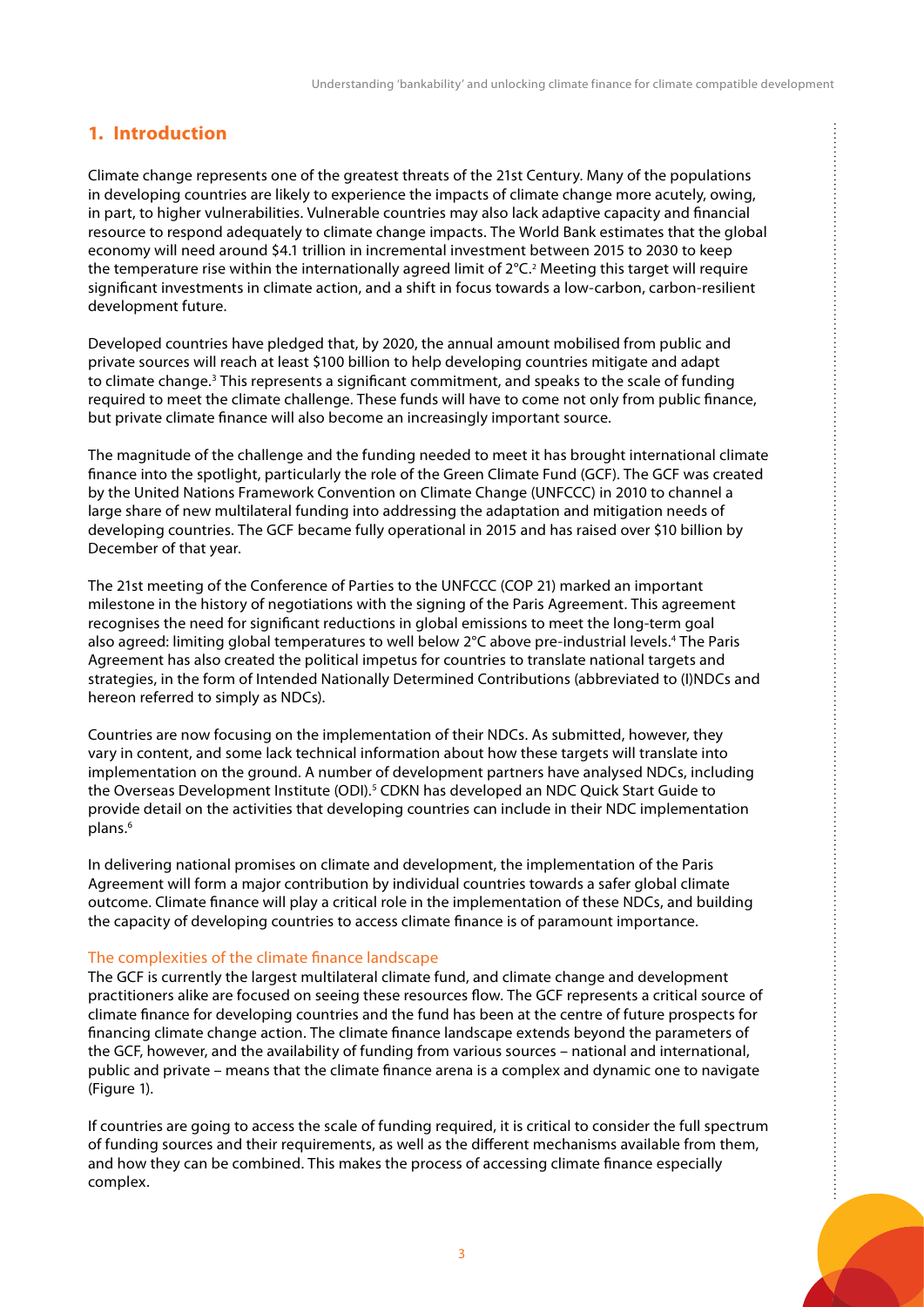## 1. Introduction

Climate change represents one of the greatest threats of the 21st Century. Many of the populations in developing countries are likely to experience the impacts of climate change more acutely, owing, in part, to higher vulnerabilities. Vulnerable countries may also lack adaptive capacity and financial resource to respond adequately to climate change impacts. The World Bank estimates that the global economy will need around \$4.1 trillion in incremental investment between 2015 to 2030 to keep the temperature rise within the internationally agreed limit of 2°C.[2] Meeting this target will require significant investments in climate action, and a shift in focus towards a low-carbon, carbon-resilient development future.

Developed countries have pledged that, by 2020, the annual amount mobilised from public and private sources will reach at least \$100 billion to help developing countries mitigate and adapt to climate change.[3] This represents a significant commitment, and speaks to the scale of funding required to meet the climate challenge. These funds will have to come not only from public finance, but private climate finance will also become an increasingly important source.

The magnitude of the challenge and the funding needed to meet it has brought international climate finance into the spotlight, particularly the role of the Green Climate Fund (GCF). The GCF was created by the United Nations Framework Convention on Climate Change (UNFCCC) in 2010 to channel a large share of new multilateral funding into addressing the adaptation and mitigation needs of developing countries. The GCF became fully operational in 2015 and has raised over \$10 billion by December of that year.

The 21st meeting of the Conference of Parties to the UNFCCC (COP 21) marked an important milestone in the history of negotiations with the signing of the Paris Agreement. This agreement recognises the need for significant reductions in global emissions to meet the long-term goal also agreed: limiting global temperatures to well below 2°C above pre-industrial levels.[4] The Paris Agreement has also created the political impetus for countries to translate national targets and strategies, in the form of Intended Nationally Determined Contributions (abbreviated to (I)NDCs and hereon referred to simply as NDCs).

Countries are now focusing on the implementation of their NDCs. As submitted, however, they vary in content, and some lack technical information about how these targets will translate into implementation on the ground. A number of development partners have analysed NDCs, including the Overseas Development Institute (ODI).[5] CDKN has developed an NDC Quick Start Guide to provide detail on the activities that developing countries can include in their NDC implementation plans.[6]

In delivering national promises on climate and development, the implementation of the Paris Agreement will form a major contribution by individual countries towards a safer global climate outcome. Climate finance will play a critical role in the implementation of these NDCs, and building the capacity of developing countries to access climate finance is of paramount importance.

### The complexities of the climate finance landscape

The GCF is currently the largest multilateral climate fund, and climate change and development practitioners alike are focused on seeing these resources flow. The GCF represents a critical source of climate finance for developing countries and the fund has been at the centre of future prospects for financing climate change action. The climate finance landscape extends beyond the parameters of the GCF, however, and the availability of funding from various sources – national and international, public and private – means that the climate finance arena is a complex and dynamic one to navigate (Figure 1).

If countries are going to access the scale of funding required, it is critical to consider the full spectrum of funding sources and their requirements, as well as the different mechanisms available from them, and how they can be combined. This makes the process of accessing climate finance especially complex.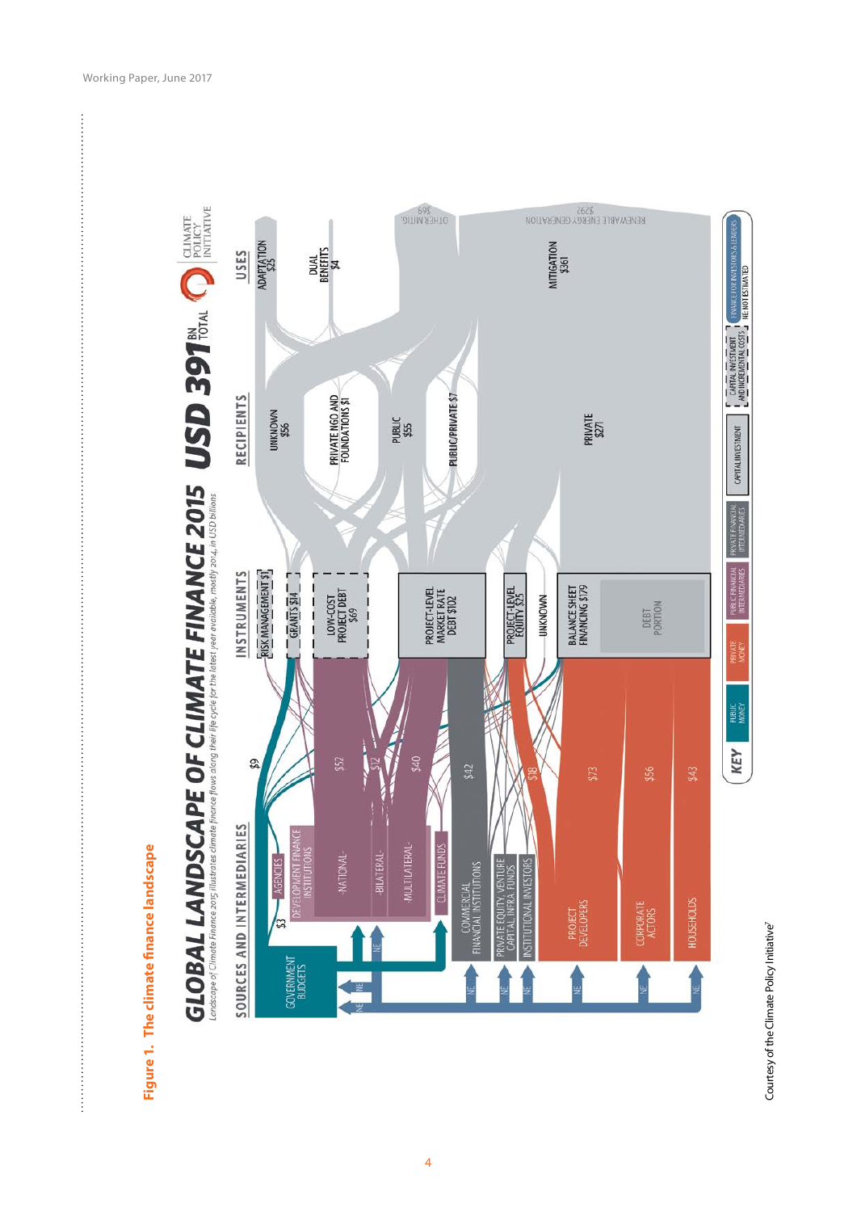**Figure 1. The climate finance landscape**

# GLOBAL LANDSCAPE OF CLIMATE FINANCE 2015 USD 391 BN TOTAL

*Landscape of Climate Finance 2015 illustrates climate finance flows along their life cycle for the latest year available, mostly 2014, in USD billions*

CLIMATE POLICY INITIATIVE

**SOURCES AND INTERMEDIARIES**

- GOVERNMENT BUDGETS
- AGENCIES $3 — $9
- DEVELOPMENT FINANCE INSTITUTIONS
  - NATIONAL $52
  - BILATERAL $12
  - MULTILATERAL $40
- CLIMATE FUNDS
- COMMERCIAL FINANCIAL INSTITUTIONS $42
- PRIVATE EQUITY, VENTURE CAPITAL, INFRA FUNDS
- INSTITUTIONAL INVESTORS $18
- PROJECT DEVELOPERS $73
- CORPORATE ACTORS $56
- HOUSEHOLDS $43

**INSTRUMENTS**

- RISK MANAGEMENT $1
- GRANTS $14
- LOW-COST PROJECT DEBT $69
- PROJECT-LEVEL MARKET RATE DEBT $102
- PROJECT-LEVEL EQUITY $25
- UNKNOWN
- BALANCE SHEET FINANCING $179
  - DEBT PORTION

**RECIPIENTS**

- UNKNOWN $56
- PRIVATE NGO AND FOUNDATIONS $1
- PUBLIC $55
- PUBLIC/PRIVATE $7
- PRIVATE $271

**USES**

- ADAPTATION $25
- DUAL BENEFITS $4
- MITIGATION $361
  - OTHER MITIG. $69
  - RENEWABLE ENERGY GENERATION $292

**KEY:** PUBLIC MONEY | PRIVATE MONEY | PUBLIC FINANCIAL INTERMEDIARIES | PRIVATE FINANCIAL INTERMEDIARIES | CAPITAL INVESTMENT | CAPITAL INVESTMENT AND INCREMENTAL COSTS | FINANCE FOR INVESTORS & LENDERS | NE: NOT ESTIMATED

Courtesy of the Climate Policy Initiative[7]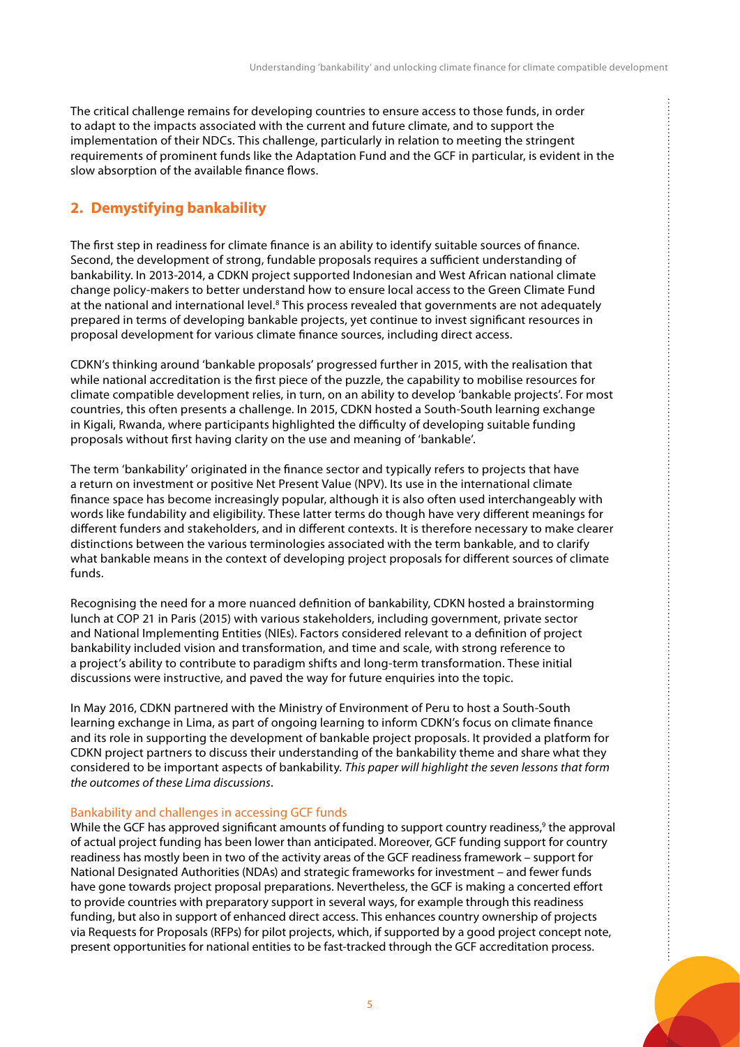The critical challenge remains for developing countries to ensure access to those funds, in order to adapt to the impacts associated with the current and future climate, and to support the implementation of their NDCs. This challenge, particularly in relation to meeting the stringent requirements of prominent funds like the Adaptation Fund and the GCF in particular, is evident in the slow absorption of the available finance flows.

## 2. Demystifying bankability

The first step in readiness for climate finance is an ability to identify suitable sources of finance. Second, the development of strong, fundable proposals requires a sufficient understanding of bankability. In 2013-2014, a CDKN project supported Indonesian and West African national climate change policy-makers to better understand how to ensure local access to the Green Climate Fund at the national and international level.[8] This process revealed that governments are not adequately prepared in terms of developing bankable projects, yet continue to invest significant resources in proposal development for various climate finance sources, including direct access.

CDKN's thinking around 'bankable proposals' progressed further in 2015, with the realisation that while national accreditation is the first piece of the puzzle, the capability to mobilise resources for climate compatible development relies, in turn, on an ability to develop 'bankable projects'. For most countries, this often presents a challenge. In 2015, CDKN hosted a South-South learning exchange in Kigali, Rwanda, where participants highlighted the difficulty of developing suitable funding proposals without first having clarity on the use and meaning of 'bankable'.

The term 'bankability' originated in the finance sector and typically refers to projects that have a return on investment or positive Net Present Value (NPV). Its use in the international climate finance space has become increasingly popular, although it is also often used interchangeably with words like fundability and eligibility. These latter terms do though have very different meanings for different funders and stakeholders, and in different contexts. It is therefore necessary to make clearer distinctions between the various terminologies associated with the term bankable, and to clarify what bankable means in the context of developing project proposals for different sources of climate funds.

Recognising the need for a more nuanced definition of bankability, CDKN hosted a brainstorming lunch at COP 21 in Paris (2015) with various stakeholders, including government, private sector and National Implementing Entities (NIEs). Factors considered relevant to a definition of project bankability included vision and transformation, and time and scale, with strong reference to a project's ability to contribute to paradigm shifts and long-term transformation. These initial discussions were instructive, and paved the way for future enquiries into the topic.

In May 2016, CDKN partnered with the Ministry of Environment of Peru to host a South-South learning exchange in Lima, as part of ongoing learning to inform CDKN's focus on climate finance and its role in supporting the development of bankable project proposals. It provided a platform for CDKN project partners to discuss their understanding of the bankability theme and share what they considered to be important aspects of bankability. *This paper will highlight the seven lessons that form the outcomes of these Lima discussions*.

### Bankability and challenges in accessing GCF funds

While the GCF has approved significant amounts of funding to support country readiness,[9] the approval of actual project funding has been lower than anticipated. Moreover, GCF funding support for country readiness has mostly been in two of the activity areas of the GCF readiness framework – support for National Designated Authorities (NDAs) and strategic frameworks for investment – and fewer funds have gone towards project proposal preparations. Nevertheless, the GCF is making a concerted effort to provide countries with preparatory support in several ways, for example through this readiness funding, but also in support of enhanced direct access. This enhances country ownership of projects via Requests for Proposals (RFPs) for pilot projects, which, if supported by a good project concept note, present opportunities for national entities to be fast-tracked through the GCF accreditation process.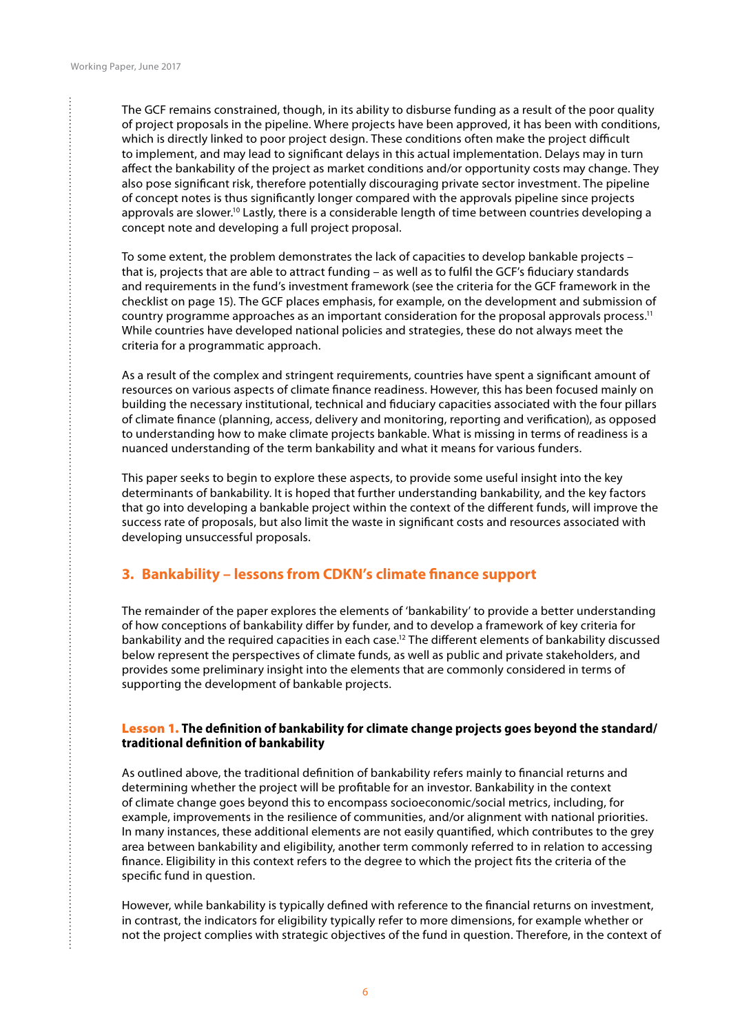The GCF remains constrained, though, in its ability to disburse funding as a result of the poor quality of project proposals in the pipeline. Where projects have been approved, it has been with conditions, which is directly linked to poor project design. These conditions often make the project difficult to implement, and may lead to significant delays in this actual implementation. Delays may in turn affect the bankability of the project as market conditions and/or opportunity costs may change. They also pose significant risk, therefore potentially discouraging private sector investment. The pipeline of concept notes is thus significantly longer compared with the approvals pipeline since projects approvals are slower.[10] Lastly, there is a considerable length of time between countries developing a concept note and developing a full project proposal.

To some extent, the problem demonstrates the lack of capacities to develop bankable projects – that is, projects that are able to attract funding – as well as to fulfil the GCF's fiduciary standards and requirements in the fund's investment framework (see the criteria for the GCF framework in the checklist on page 15). The GCF places emphasis, for example, on the development and submission of country programme approaches as an important consideration for the proposal approvals process.[11] While countries have developed national policies and strategies, these do not always meet the criteria for a programmatic approach.

As a result of the complex and stringent requirements, countries have spent a significant amount of resources on various aspects of climate finance readiness. However, this has been focused mainly on building the necessary institutional, technical and fiduciary capacities associated with the four pillars of climate finance (planning, access, delivery and monitoring, reporting and verification), as opposed to understanding how to make climate projects bankable. What is missing in terms of readiness is a nuanced understanding of the term bankability and what it means for various funders.

This paper seeks to begin to explore these aspects, to provide some useful insight into the key determinants of bankability. It is hoped that further understanding bankability, and the key factors that go into developing a bankable project within the context of the different funds, will improve the success rate of proposals, but also limit the waste in significant costs and resources associated with developing unsuccessful proposals.

## 3. Bankability – lessons from CDKN's climate finance support

The remainder of the paper explores the elements of 'bankability' to provide a better understanding of how conceptions of bankability differ by funder, and to develop a framework of key criteria for bankability and the required capacities in each case.[12] The different elements of bankability discussed below represent the perspectives of climate funds, as well as public and private stakeholders, and provides some preliminary insight into the elements that are commonly considered in terms of supporting the development of bankable projects.

### Lesson 1. The definition of bankability for climate change projects goes beyond the standard/traditional definition of bankability

As outlined above, the traditional definition of bankability refers mainly to financial returns and determining whether the project will be profitable for an investor. Bankability in the context of climate change goes beyond this to encompass socioeconomic/social metrics, including, for example, improvements in the resilience of communities, and/or alignment with national priorities. In many instances, these additional elements are not easily quantified, which contributes to the grey area between bankability and eligibility, another term commonly referred to in relation to accessing finance. Eligibility in this context refers to the degree to which the project fits the criteria of the specific fund in question.

However, while bankability is typically defined with reference to the financial returns on investment, in contrast, the indicators for eligibility typically refer to more dimensions, for example whether or not the project complies with strategic objectives of the fund in question. Therefore, in the context of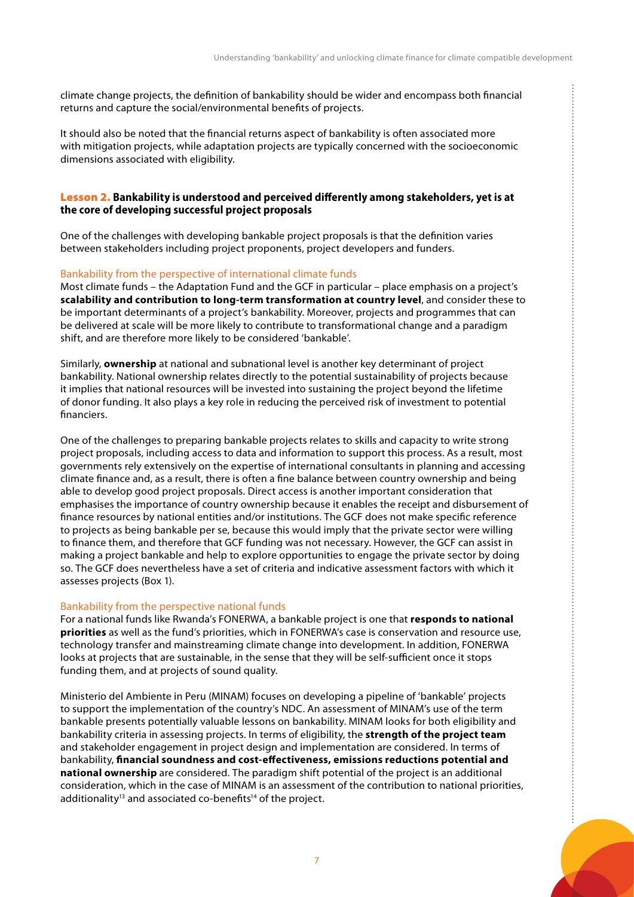climate change projects, the definition of bankability should be wider and encompass both financial returns and capture the social/environmental benefits of projects.

It should also be noted that the financial returns aspect of bankability is often associated more with mitigation projects, while adaptation projects are typically concerned with the socioeconomic dimensions associated with eligibility.

### Lesson 2. Bankability is understood and perceived differently among stakeholders, yet is at the core of developing successful project proposals

One of the challenges with developing bankable project proposals is that the definition varies between stakeholders including project proponents, project developers and funders.

#### Bankability from the perspective of international climate funds

Most climate funds – the Adaptation Fund and the GCF in particular – place emphasis on a project's **scalability and contribution to long-term transformation at country level**, and consider these to be important determinants of a project's bankability. Moreover, projects and programmes that can be delivered at scale will be more likely to contribute to transformational change and a paradigm shift, and are therefore more likely to be considered 'bankable'.

Similarly, **ownership** at national and subnational level is another key determinant of project bankability. National ownership relates directly to the potential sustainability of projects because it implies that national resources will be invested into sustaining the project beyond the lifetime of donor funding. It also plays a key role in reducing the perceived risk of investment to potential financiers.

One of the challenges to preparing bankable projects relates to skills and capacity to write strong project proposals, including access to data and information to support this process. As a result, most governments rely extensively on the expertise of international consultants in planning and accessing climate finance and, as a result, there is often a fine balance between country ownership and being able to develop good project proposals. Direct access is another important consideration that emphasises the importance of country ownership because it enables the receipt and disbursement of finance resources by national entities and/or institutions. The GCF does not make specific reference to projects as being bankable per se, because this would imply that the private sector were willing to finance them, and therefore that GCF funding was not necessary. However, the GCF can assist in making a project bankable and help to explore opportunities to engage the private sector by doing so. The GCF does nevertheless have a set of criteria and indicative assessment factors with which it assesses projects (Box 1).

#### Bankability from the perspective national funds

For a national funds like Rwanda's FONERWA, a bankable project is one that **responds to national priorities** as well as the fund's priorities, which in FONERWA's case is conservation and resource use, technology transfer and mainstreaming climate change into development. In addition, FONERWA looks at projects that are sustainable, in the sense that they will be self-sufficient once it stops funding them, and at projects of sound quality.

Ministerio del Ambiente in Peru (MINAM) focuses on developing a pipeline of 'bankable' projects to support the implementation of the country's NDC. An assessment of MINAM's use of the term bankable presents potentially valuable lessons on bankability. MINAM looks for both eligibility and bankability criteria in assessing projects. In terms of eligibility, the **strength of the project team** and stakeholder engagement in project design and implementation are considered. In terms of bankability, **financial soundness and cost-effectiveness, emissions reductions potential and national ownership** are considered. The paradigm shift potential of the project is an additional consideration, which in the case of MINAM is an assessment of the contribution to national priorities, additionality[13] and associated co-benefits[14] of the project.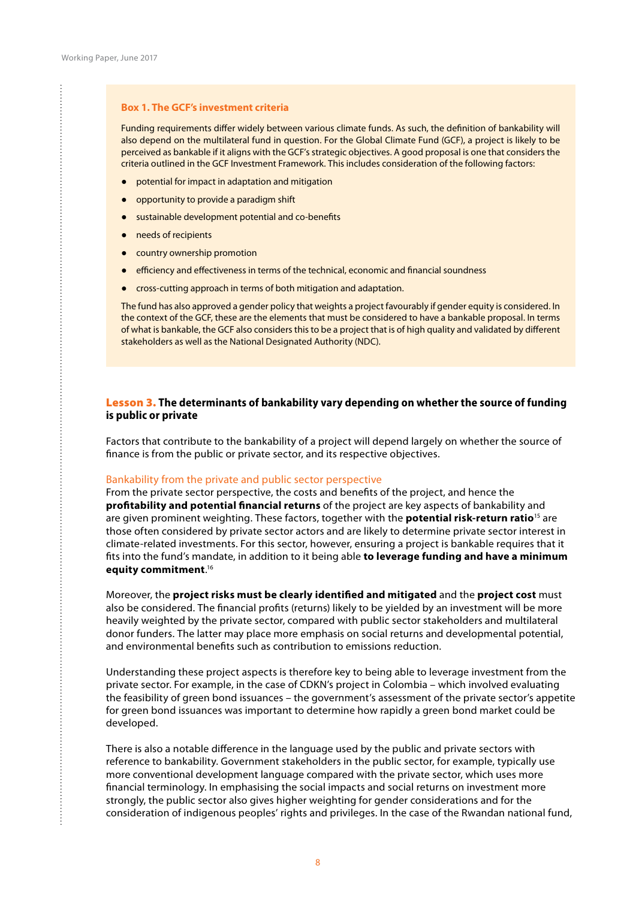### Box 1. The GCF's investment criteria

Funding requirements differ widely between various climate funds. As such, the definition of bankability will also depend on the multilateral fund in question. For the Global Climate Fund (GCF), a project is likely to be perceived as bankable if it aligns with the GCF's strategic objectives. A good proposal is one that considers the criteria outlined in the GCF Investment Framework. This includes consideration of the following factors:

- potential for impact in adaptation and mitigation
- opportunity to provide a paradigm shift
- sustainable development potential and co-benefits
- needs of recipients
- country ownership promotion
- efficiency and effectiveness in terms of the technical, economic and financial soundness
- cross-cutting approach in terms of both mitigation and adaptation.

The fund has also approved a gender policy that weights a project favourably if gender equity is considered. In the context of the GCF, these are the elements that must be considered to have a bankable proposal. In terms of what is bankable, the GCF also considers this to be a project that is of high quality and validated by different stakeholders as well as the National Designated Authority (NDC).

## Lesson 3. The determinants of bankability vary depending on whether the source of funding is public or private

Factors that contribute to the bankability of a project will depend largely on whether the source of finance is from the public or private sector, and its respective objectives.

### Bankability from the private and public sector perspective

From the private sector perspective, the costs and benefits of the project, and hence the **profitability and potential financial returns** of the project are key aspects of bankability and are given prominent weighting. These factors, together with the **potential risk-return ratio**[15] are those often considered by private sector actors and are likely to determine private sector interest in climate-related investments. For this sector, however, ensuring a project is bankable requires that it fits into the fund's mandate, in addition to it being able **to leverage funding and have a minimum equity commitment**.[16]

Moreover, the **project risks must be clearly identified and mitigated** and the **project cost** must also be considered. The financial profits (returns) likely to be yielded by an investment will be more heavily weighted by the private sector, compared with public sector stakeholders and multilateral donor funders. The latter may place more emphasis on social returns and developmental potential, and environmental benefits such as contribution to emissions reduction.

Understanding these project aspects is therefore key to being able to leverage investment from the private sector. For example, in the case of CDKN's project in Colombia – which involved evaluating the feasibility of green bond issuances – the government's assessment of the private sector's appetite for green bond issuances was important to determine how rapidly a green bond market could be developed.

There is also a notable difference in the language used by the public and private sectors with reference to bankability. Government stakeholders in the public sector, for example, typically use more conventional development language compared with the private sector, which uses more financial terminology. In emphasising the social impacts and social returns on investment more strongly, the public sector also gives higher weighting for gender considerations and for the consideration of indigenous peoples' rights and privileges. In the case of the Rwandan national fund,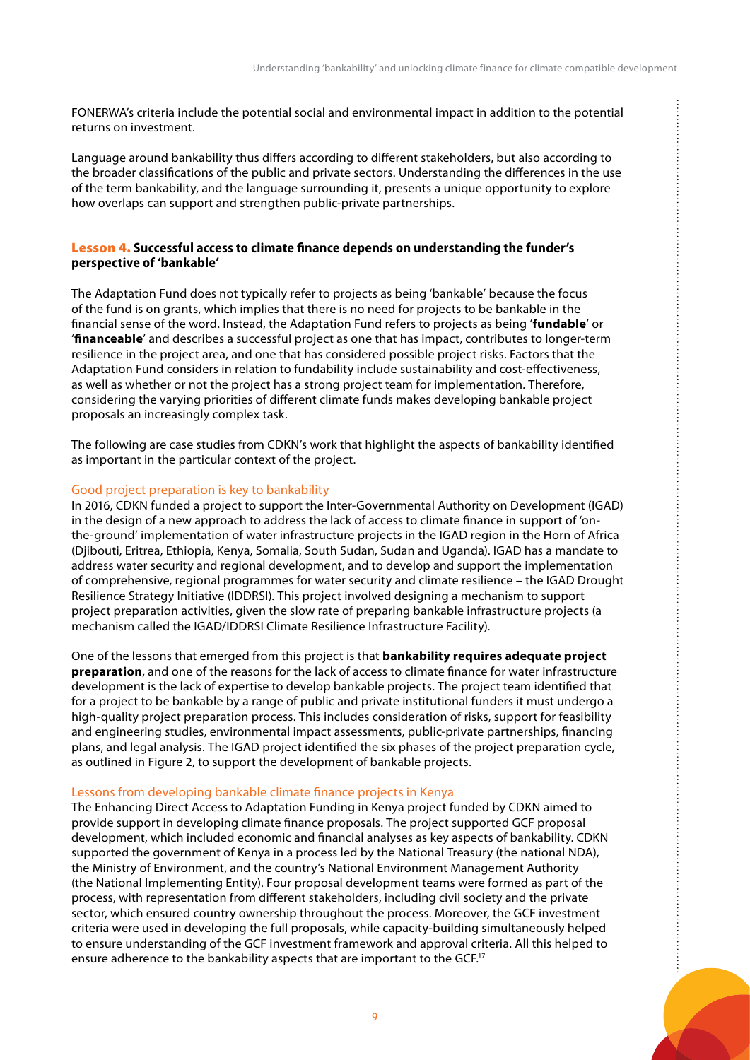FONERWA's criteria include the potential social and environmental impact in addition to the potential returns on investment.

Language around bankability thus differs according to different stakeholders, but also according to the broader classifications of the public and private sectors. Understanding the differences in the use of the term bankability, and the language surrounding it, presents a unique opportunity to explore how overlaps can support and strengthen public-private partnerships.

### Lesson 4. Successful access to climate finance depends on understanding the funder's perspective of 'bankable'

The Adaptation Fund does not typically refer to projects as being 'bankable' because the focus of the fund is on grants, which implies that there is no need for projects to be bankable in the financial sense of the word. Instead, the Adaptation Fund refers to projects as being '**fundable**' or '**financeable**' and describes a successful project as one that has impact, contributes to longer-term resilience in the project area, and one that has considered possible project risks. Factors that the Adaptation Fund considers in relation to fundability include sustainability and cost-effectiveness, as well as whether or not the project has a strong project team for implementation. Therefore, considering the varying priorities of different climate funds makes developing bankable project proposals an increasingly complex task.

The following are case studies from CDKN's work that highlight the aspects of bankability identified as important in the particular context of the project.

#### Good project preparation is key to bankability

In 2016, CDKN funded a project to support the Inter-Governmental Authority on Development (IGAD) in the design of a new approach to address the lack of access to climate finance in support of 'on-the-ground' implementation of water infrastructure projects in the IGAD region in the Horn of Africa (Djibouti, Eritrea, Ethiopia, Kenya, Somalia, South Sudan, Sudan and Uganda). IGAD has a mandate to address water security and regional development, and to develop and support the implementation of comprehensive, regional programmes for water security and climate resilience – the IGAD Drought Resilience Strategy Initiative (IDDRSI). This project involved designing a mechanism to support project preparation activities, given the slow rate of preparing bankable infrastructure projects (a mechanism called the IGAD/IDDRSI Climate Resilience Infrastructure Facility).

One of the lessons that emerged from this project is that **bankability requires adequate project preparation**, and one of the reasons for the lack of access to climate finance for water infrastructure development is the lack of expertise to develop bankable projects. The project team identified that for a project to be bankable by a range of public and private institutional funders it must undergo a high-quality project preparation process. This includes consideration of risks, support for feasibility and engineering studies, environmental impact assessments, public-private partnerships, financing plans, and legal analysis. The IGAD project identified the six phases of the project preparation cycle, as outlined in Figure 2, to support the development of bankable projects.

#### Lessons from developing bankable climate finance projects in Kenya

The Enhancing Direct Access to Adaptation Funding in Kenya project funded by CDKN aimed to provide support in developing climate finance proposals. The project supported GCF proposal development, which included economic and financial analyses as key aspects of bankability. CDKN supported the government of Kenya in a process led by the National Treasury (the national NDA), the Ministry of Environment, and the country's National Environment Management Authority (the National Implementing Entity). Four proposal development teams were formed as part of the process, with representation from different stakeholders, including civil society and the private sector, which ensured country ownership throughout the process. Moreover, the GCF investment criteria were used in developing the full proposals, while capacity-building simultaneously helped to ensure understanding of the GCF investment framework and approval criteria. All this helped to ensure adherence to the bankability aspects that are important to the GCF.[17]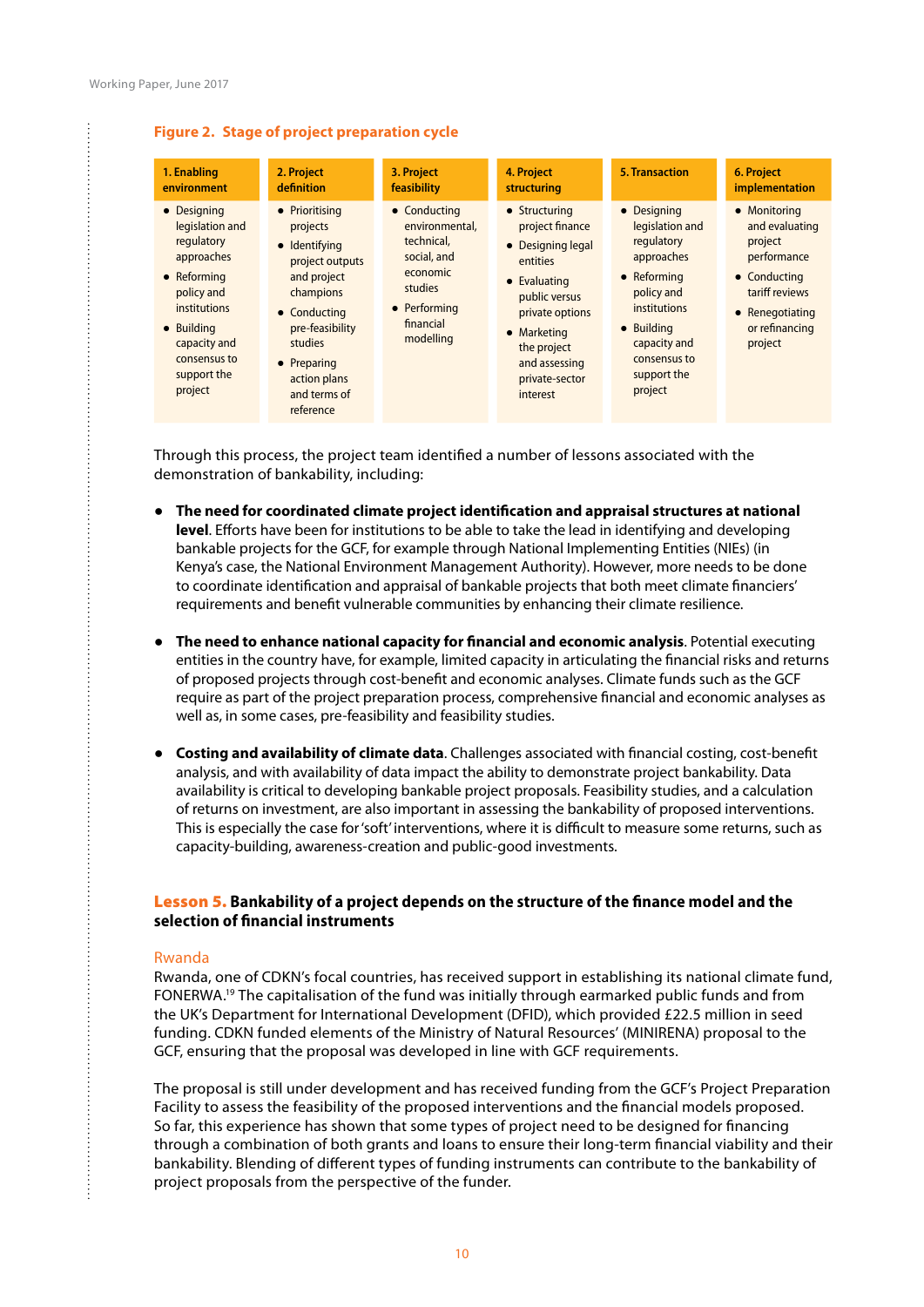**Figure 2. Stage of project preparation cycle**

| 1. Enabling environment | 2. Project definition | 3. Project feasibility | 4. Project structuring | 5. Transaction | 6. Project implementation |
|---|---|---|---|---|---|
| • Designing legislation and regulatory approaches<br>• Reforming policy and institutions<br>• Building capacity and consensus to support the project | • Prioritising projects<br>• Identifying project outputs and project champions<br>• Conducting pre-feasibility studies<br>• Preparing action plans and terms of reference | • Conducting environmental, technical, social, and economic studies<br>• Performing financial modelling | • Structuring project finance<br>• Designing legal entities<br>• Evaluating public versus private options<br>• Marketing the project and assessing private-sector interest | • Designing legislation and regulatory approaches<br>• Reforming policy and institutions<br>• Building capacity and consensus to support the project | • Monitoring and evaluating project performance<br>• Conducting tariff reviews<br>• Renegotiating or refinancing project |

Through this process, the project team identified a number of lessons associated with the demonstration of bankability, including:

- **The need for coordinated climate project identification and appraisal structures at national level**. Efforts have been for institutions to be able to take the lead in identifying and developing bankable projects for the GCF, for example through National Implementing Entities (NIEs) (in Kenya's case, the National Environment Management Authority). However, more needs to be done to coordinate identification and appraisal of bankable projects that both meet climate financiers' requirements and benefit vulnerable communities by enhancing their climate resilience.

- **The need to enhance national capacity for financial and economic analysis**. Potential executing entities in the country have, for example, limited capacity in articulating the financial risks and returns of proposed projects through cost-benefit and economic analyses. Climate funds such as the GCF require as part of the project preparation process, comprehensive financial and economic analyses as well as, in some cases, pre-feasibility and feasibility studies.

- **Costing and availability of climate data**. Challenges associated with financial costing, cost-benefit analysis, and with availability of data impact the ability to demonstrate project bankability. Data availability is critical to developing bankable project proposals. Feasibility studies, and a calculation of returns on investment, are also important in assessing the bankability of proposed interventions. This is especially the case for 'soft' interventions, where it is difficult to measure some returns, such as capacity-building, awareness-creation and public-good investments.

### Lesson 5. Bankability of a project depends on the structure of the finance model and the selection of financial instruments

#### Rwanda

Rwanda, one of CDKN's focal countries, has received support in establishing its national climate fund, FONERWA.[19] The capitalisation of the fund was initially through earmarked public funds and from the UK's Department for International Development (DFID), which provided £22.5 million in seed funding. CDKN funded elements of the Ministry of Natural Resources' (MINIRENA) proposal to the GCF, ensuring that the proposal was developed in line with GCF requirements.

The proposal is still under development and has received funding from the GCF's Project Preparation Facility to assess the feasibility of the proposed interventions and the financial models proposed. So far, this experience has shown that some types of project need to be designed for financing through a combination of both grants and loans to ensure their long-term financial viability and their bankability. Blending of different types of funding instruments can contribute to the bankability of project proposals from the perspective of the funder.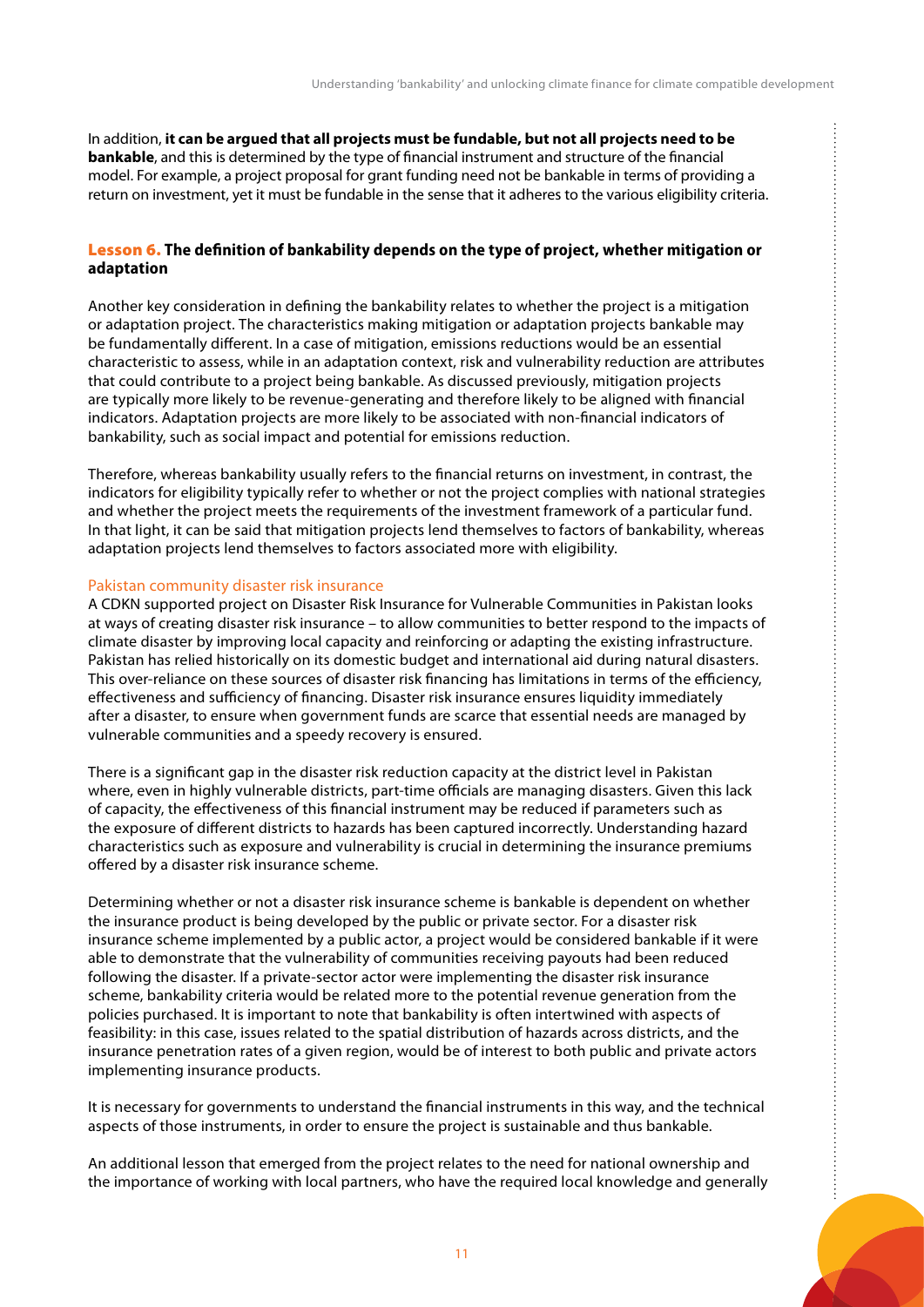In addition, **it can be argued that all projects must be fundable, but not all projects need to be bankable**, and this is determined by the type of financial instrument and structure of the financial model. For example, a project proposal for grant funding need not be bankable in terms of providing a return on investment, yet it must be fundable in the sense that it adheres to the various eligibility criteria.

### Lesson 6. The definition of bankability depends on the type of project, whether mitigation or adaptation

Another key consideration in defining the bankability relates to whether the project is a mitigation or adaptation project. The characteristics making mitigation or adaptation projects bankable may be fundamentally different. In a case of mitigation, emissions reductions would be an essential characteristic to assess, while in an adaptation context, risk and vulnerability reduction are attributes that could contribute to a project being bankable. As discussed previously, mitigation projects are typically more likely to be revenue-generating and therefore likely to be aligned with financial indicators. Adaptation projects are more likely to be associated with non-financial indicators of bankability, such as social impact and potential for emissions reduction.

Therefore, whereas bankability usually refers to the financial returns on investment, in contrast, the indicators for eligibility typically refer to whether or not the project complies with national strategies and whether the project meets the requirements of the investment framework of a particular fund. In that light, it can be said that mitigation projects lend themselves to factors of bankability, whereas adaptation projects lend themselves to factors associated more with eligibility.

#### Pakistan community disaster risk insurance

A CDKN supported project on Disaster Risk Insurance for Vulnerable Communities in Pakistan looks at ways of creating disaster risk insurance – to allow communities to better respond to the impacts of climate disaster by improving local capacity and reinforcing or adapting the existing infrastructure. Pakistan has relied historically on its domestic budget and international aid during natural disasters. This over-reliance on these sources of disaster risk financing has limitations in terms of the efficiency, effectiveness and sufficiency of financing. Disaster risk insurance ensures liquidity immediately after a disaster, to ensure when government funds are scarce that essential needs are managed by vulnerable communities and a speedy recovery is ensured.

There is a significant gap in the disaster risk reduction capacity at the district level in Pakistan where, even in highly vulnerable districts, part-time officials are managing disasters. Given this lack of capacity, the effectiveness of this financial instrument may be reduced if parameters such as the exposure of different districts to hazards has been captured incorrectly. Understanding hazard characteristics such as exposure and vulnerability is crucial in determining the insurance premiums offered by a disaster risk insurance scheme.

Determining whether or not a disaster risk insurance scheme is bankable is dependent on whether the insurance product is being developed by the public or private sector. For a disaster risk insurance scheme implemented by a public actor, a project would be considered bankable if it were able to demonstrate that the vulnerability of communities receiving payouts had been reduced following the disaster. If a private-sector actor were implementing the disaster risk insurance scheme, bankability criteria would be related more to the potential revenue generation from the policies purchased. It is important to note that bankability is often intertwined with aspects of feasibility: in this case, issues related to the spatial distribution of hazards across districts, and the insurance penetration rates of a given region, would be of interest to both public and private actors implementing insurance products.

It is necessary for governments to understand the financial instruments in this way, and the technical aspects of those instruments, in order to ensure the project is sustainable and thus bankable.

An additional lesson that emerged from the project relates to the need for national ownership and the importance of working with local partners, who have the required local knowledge and generally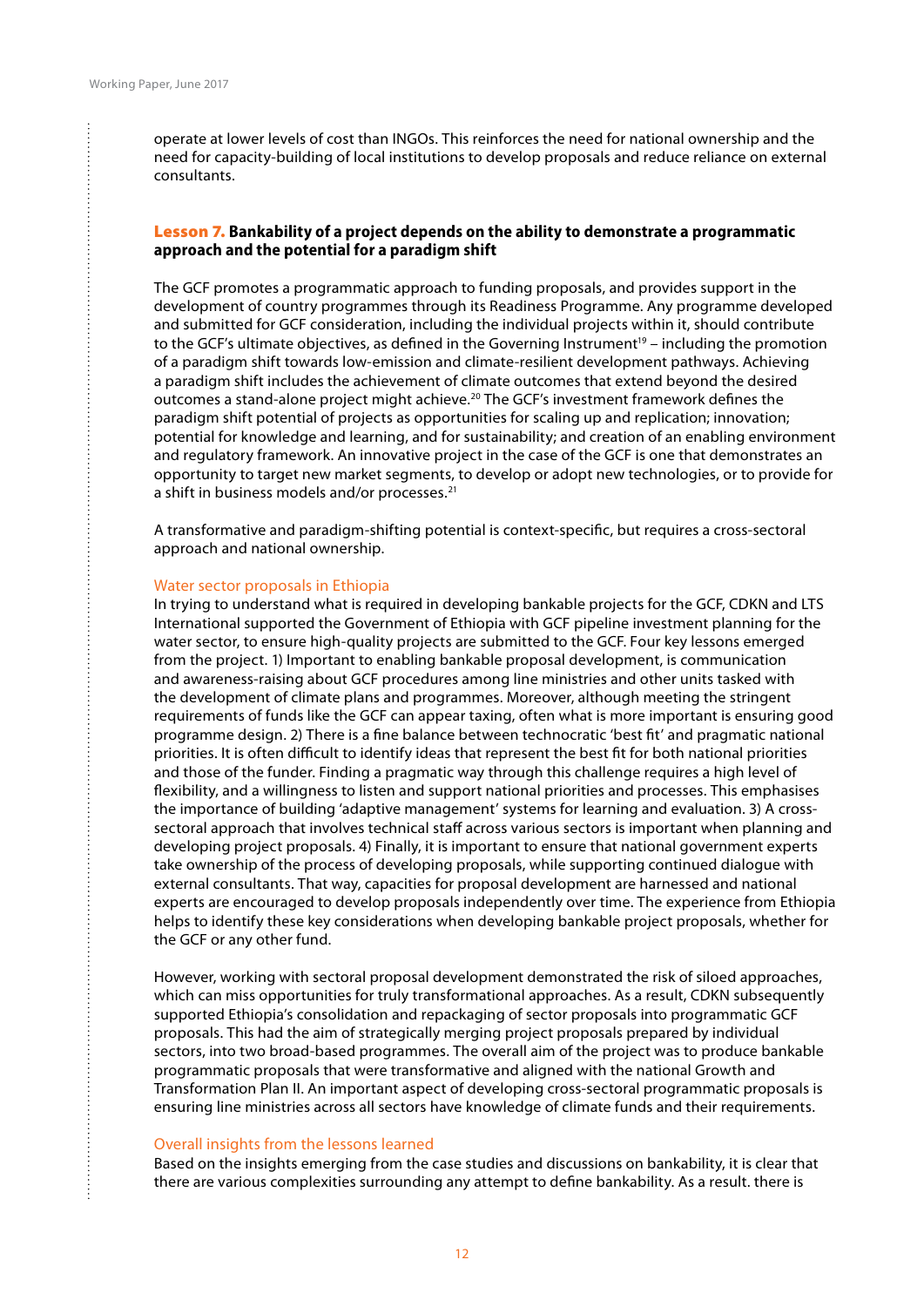operate at lower levels of cost than INGOs. This reinforces the need for national ownership and the need for capacity-building of local institutions to develop proposals and reduce reliance on external consultants.

### Lesson 7. Bankability of a project depends on the ability to demonstrate a programmatic approach and the potential for a paradigm shift

The GCF promotes a programmatic approach to funding proposals, and provides support in the development of country programmes through its Readiness Programme. Any programme developed and submitted for GCF consideration, including the individual projects within it, should contribute to the GCF's ultimate objectives, as defined in the Governing Instrument[19] – including the promotion of a paradigm shift towards low-emission and climate-resilient development pathways. Achieving a paradigm shift includes the achievement of climate outcomes that extend beyond the desired outcomes a stand-alone project might achieve.[20] The GCF's investment framework defines the paradigm shift potential of projects as opportunities for scaling up and replication; innovation; potential for knowledge and learning, and for sustainability; and creation of an enabling environment and regulatory framework. An innovative project in the case of the GCF is one that demonstrates an opportunity to target new market segments, to develop or adopt new technologies, or to provide for a shift in business models and/or processes.[21]

A transformative and paradigm-shifting potential is context-specific, but requires a cross-sectoral approach and national ownership.

#### Water sector proposals in Ethiopia

In trying to understand what is required in developing bankable projects for the GCF, CDKN and LTS International supported the Government of Ethiopia with GCF pipeline investment planning for the water sector, to ensure high-quality projects are submitted to the GCF. Four key lessons emerged from the project. 1) Important to enabling bankable proposal development, is communication and awareness-raising about GCF procedures among line ministries and other units tasked with the development of climate plans and programmes. Moreover, although meeting the stringent requirements of funds like the GCF can appear taxing, often what is more important is ensuring good programme design. 2) There is a fine balance between technocratic 'best fit' and pragmatic national priorities. It is often difficult to identify ideas that represent the best fit for both national priorities and those of the funder. Finding a pragmatic way through this challenge requires a high level of flexibility, and a willingness to listen and support national priorities and processes. This emphasises the importance of building 'adaptive management' systems for learning and evaluation. 3) A cross-sectoral approach that involves technical staff across various sectors is important when planning and developing project proposals. 4) Finally, it is important to ensure that national government experts take ownership of the process of developing proposals, while supporting continued dialogue with external consultants. That way, capacities for proposal development are harnessed and national experts are encouraged to develop proposals independently over time. The experience from Ethiopia helps to identify these key considerations when developing bankable project proposals, whether for the GCF or any other fund.

However, working with sectoral proposal development demonstrated the risk of siloed approaches, which can miss opportunities for truly transformational approaches. As a result, CDKN subsequently supported Ethiopia's consolidation and repackaging of sector proposals into programmatic GCF proposals. This had the aim of strategically merging project proposals prepared by individual sectors, into two broad-based programmes. The overall aim of the project was to produce bankable programmatic proposals that were transformative and aligned with the national Growth and Transformation Plan II. An important aspect of developing cross-sectoral programmatic proposals is ensuring line ministries across all sectors have knowledge of climate funds and their requirements.

#### Overall insights from the lessons learned

Based on the insights emerging from the case studies and discussions on bankability, it is clear that there are various complexities surrounding any attempt to define bankability. As a result. there is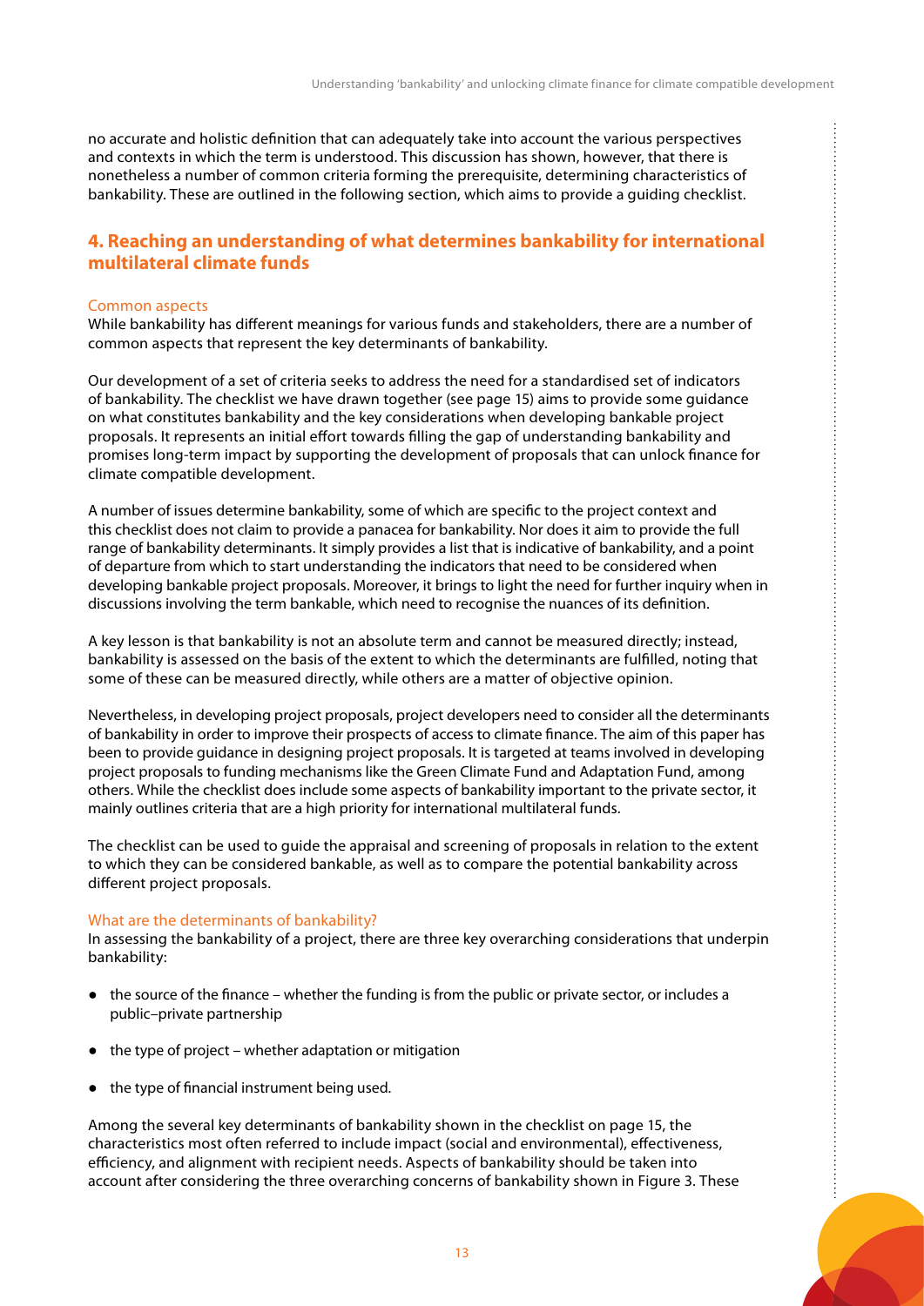no accurate and holistic definition that can adequately take into account the various perspectives and contexts in which the term is understood. This discussion has shown, however, that there is nonetheless a number of common criteria forming the prerequisite, determining characteristics of bankability. These are outlined in the following section, which aims to provide a guiding checklist.

## 4. Reaching an understanding of what determines bankability for international multilateral climate funds

### Common aspects

While bankability has different meanings for various funds and stakeholders, there are a number of common aspects that represent the key determinants of bankability.

Our development of a set of criteria seeks to address the need for a standardised set of indicators of bankability. The checklist we have drawn together (see page 15) aims to provide some guidance on what constitutes bankability and the key considerations when developing bankable project proposals. It represents an initial effort towards filling the gap of understanding bankability and promises long-term impact by supporting the development of proposals that can unlock finance for climate compatible development.

A number of issues determine bankability, some of which are specific to the project context and this checklist does not claim to provide a panacea for bankability. Nor does it aim to provide the full range of bankability determinants. It simply provides a list that is indicative of bankability, and a point of departure from which to start understanding the indicators that need to be considered when developing bankable project proposals. Moreover, it brings to light the need for further inquiry when in discussions involving the term bankable, which need to recognise the nuances of its definition.

A key lesson is that bankability is not an absolute term and cannot be measured directly; instead, bankability is assessed on the basis of the extent to which the determinants are fulfilled, noting that some of these can be measured directly, while others are a matter of objective opinion.

Nevertheless, in developing project proposals, project developers need to consider all the determinants of bankability in order to improve their prospects of access to climate finance. The aim of this paper has been to provide guidance in designing project proposals. It is targeted at teams involved in developing project proposals to funding mechanisms like the Green Climate Fund and Adaptation Fund, among others. While the checklist does include some aspects of bankability important to the private sector, it mainly outlines criteria that are a high priority for international multilateral funds.

The checklist can be used to guide the appraisal and screening of proposals in relation to the extent to which they can be considered bankable, as well as to compare the potential bankability across different project proposals.

### What are the determinants of bankability?

In assessing the bankability of a project, there are three key overarching considerations that underpin bankability:

- the source of the finance – whether the funding is from the public or private sector, or includes a public–private partnership
- the type of project – whether adaptation or mitigation
- the type of financial instrument being used.

Among the several key determinants of bankability shown in the checklist on page 15, the characteristics most often referred to include impact (social and environmental), effectiveness, efficiency, and alignment with recipient needs. Aspects of bankability should be taken into account after considering the three overarching concerns of bankability shown in Figure 3. These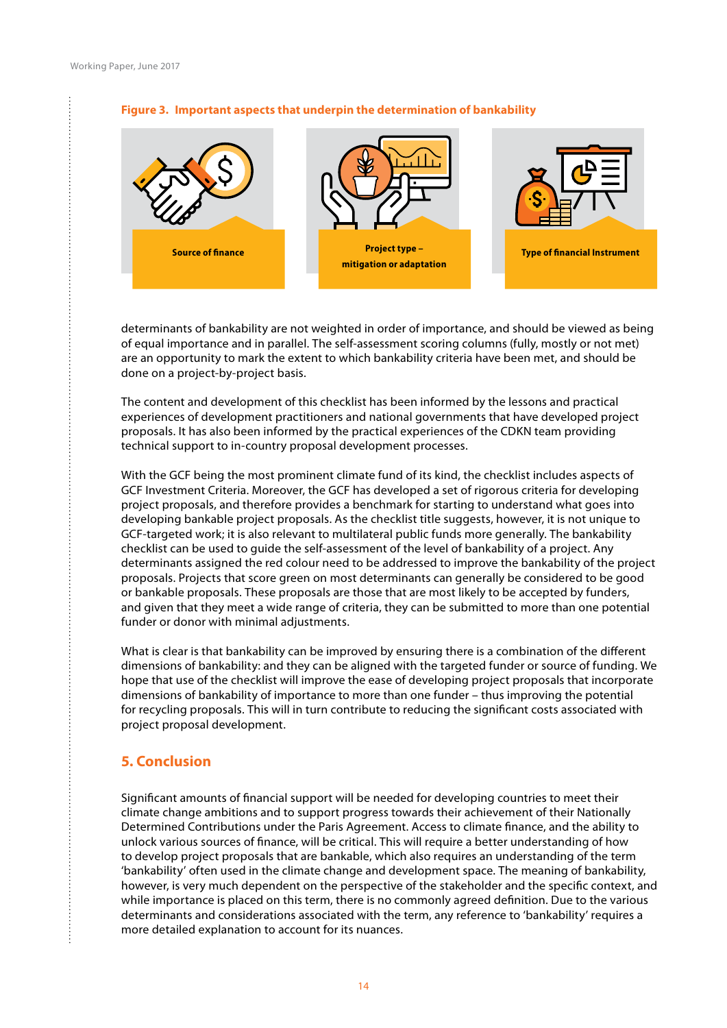**Figure 3. Important aspects that underpin the determination of bankability**

Source of finance

Project type – mitigation or adaptation

Type of financial Instrument

determinants of bankability are not weighted in order of importance, and should be viewed as being of equal importance and in parallel. The self-assessment scoring columns (fully, mostly or not met) are an opportunity to mark the extent to which bankability criteria have been met, and should be done on a project-by-project basis.

The content and development of this checklist has been informed by the lessons and practical experiences of development practitioners and national governments that have developed project proposals. It has also been informed by the practical experiences of the CDKN team providing technical support to in-country proposal development processes.

With the GCF being the most prominent climate fund of its kind, the checklist includes aspects of GCF Investment Criteria. Moreover, the GCF has developed a set of rigorous criteria for developing project proposals, and therefore provides a benchmark for starting to understand what goes into developing bankable project proposals. As the checklist title suggests, however, it is not unique to GCF-targeted work; it is also relevant to multilateral public funds more generally. The bankability checklist can be used to guide the self-assessment of the level of bankability of a project. Any determinants assigned the red colour need to be addressed to improve the bankability of the project proposals. Projects that score green on most determinants can generally be considered to be good or bankable proposals. These proposals are those that are most likely to be accepted by funders, and given that they meet a wide range of criteria, they can be submitted to more than one potential funder or donor with minimal adjustments.

What is clear is that bankability can be improved by ensuring there is a combination of the different dimensions of bankability: and they can be aligned with the targeted funder or source of funding. We hope that use of the checklist will improve the ease of developing project proposals that incorporate dimensions of bankability of importance to more than one funder – thus improving the potential for recycling proposals. This will in turn contribute to reducing the significant costs associated with project proposal development.

## 5. Conclusion

Significant amounts of financial support will be needed for developing countries to meet their climate change ambitions and to support progress towards their achievement of their Nationally Determined Contributions under the Paris Agreement. Access to climate finance, and the ability to unlock various sources of finance, will be critical. This will require a better understanding of how to develop project proposals that are bankable, which also requires an understanding of the term 'bankability' often used in the climate change and development space. The meaning of bankability, however, is very much dependent on the perspective of the stakeholder and the specific context, and while importance is placed on this term, there is no commonly agreed definition. Due to the various determinants and considerations associated with the term, any reference to 'bankability' requires a more detailed explanation to account for its nuances.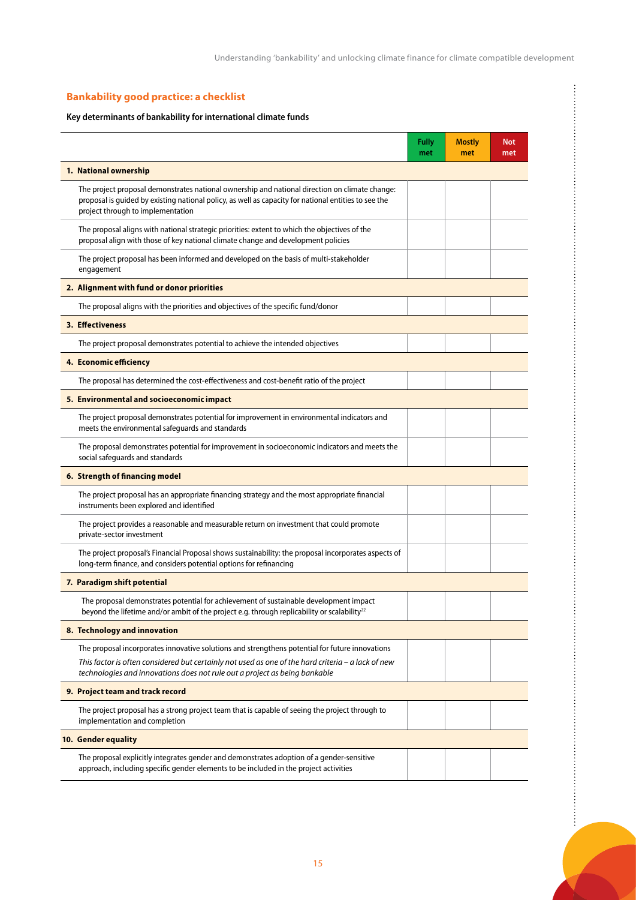## Bankability good practice: a checklist

**Key determinants of bankability for international climate funds**

| | Fully met | Mostly met | Not met |
|---|---|---|---|
| **1. National ownership** | | | |
| The project proposal demonstrates national ownership and national direction on climate change: proposal is guided by existing national policy, as well as capacity for national entities to see the project through to implementation | | | |
| The proposal aligns with national strategic priorities: extent to which the objectives of the proposal align with those of key national climate change and development policies | | | |
| The project proposal has been informed and developed on the basis of multi-stakeholder engagement | | | |
| **2. Alignment with fund or donor priorities** | | | |
| The proposal aligns with the priorities and objectives of the specific fund/donor | | | |
| **3. Effectiveness** | | | |
| The project proposal demonstrates potential to achieve the intended objectives | | | |
| **4. Economic efficiency** | | | |
| The proposal has determined the cost-effectiveness and cost-benefit ratio of the project | | | |
| **5. Environmental and socioeconomic impact** | | | |
| The project proposal demonstrates potential for improvement in environmental indicators and meets the environmental safeguards and standards | | | |
| The proposal demonstrates potential for improvement in socioeconomic indicators and meets the social safeguards and standards | | | |
| **6. Strength of financing model** | | | |
| The project proposal has an appropriate financing strategy and the most appropriate financial instruments been explored and identified | | | |
| The project provides a reasonable and measurable return on investment that could promote private-sector investment | | | |
| The project proposal's Financial Proposal shows sustainability: the proposal incorporates aspects of long-term finance, and considers potential options for refinancing | | | |
| **7. Paradigm shift potential** | | | |
| The proposal demonstrates potential for achievement of sustainable development impact beyond the lifetime and/or ambit of the project e.g. through replicability or scalability[22] | | | |
| **8. Technology and innovation** | | | |
| The proposal incorporates innovative solutions and strengthens potential for future innovations *This factor is often considered but certainly not used as one of the hard criteria – a lack of new technologies and innovations does not rule out a project as being bankable* | | | |
| **9. Project team and track record** | | | |
| The project proposal has a strong project team that is capable of seeing the project through to implementation and completion | | | |
| **10. Gender equality** | | | |
| The proposal explicitly integrates gender and demonstrates adoption of a gender-sensitive approach, including specific gender elements to be included in the project activities | | | |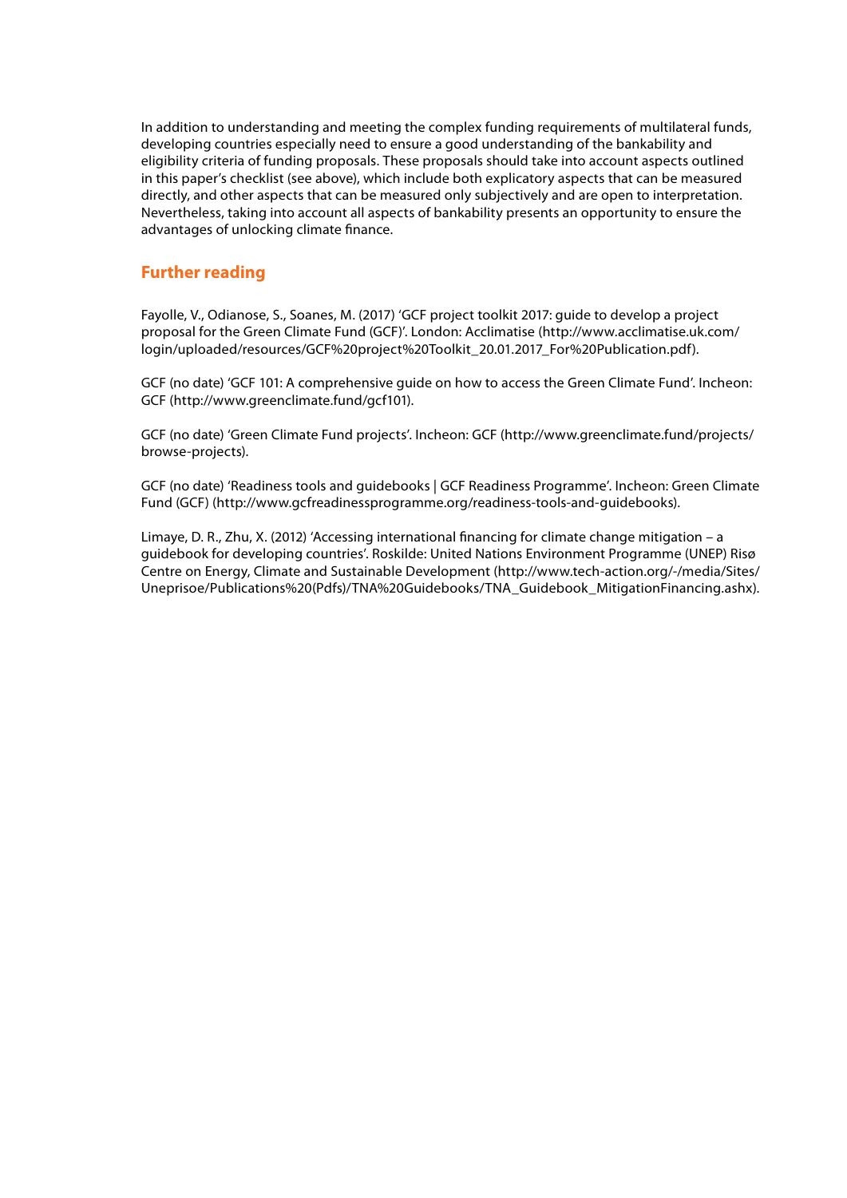In addition to understanding and meeting the complex funding requirements of multilateral funds, developing countries especially need to ensure a good understanding of the bankability and eligibility criteria of funding proposals. These proposals should take into account aspects outlined in this paper's checklist (see above), which include both explicatory aspects that can be measured directly, and other aspects that can be measured only subjectively and are open to interpretation. Nevertheless, taking into account all aspects of bankability presents an opportunity to ensure the advantages of unlocking climate finance.

## Further reading

Fayolle, V., Odianose, S., Soanes, M. (2017) 'GCF project toolkit 2017: guide to develop a project proposal for the Green Climate Fund (GCF)'. London: Acclimatise (http://www.acclimatise.uk.com/login/uploaded/resources/GCF%20project%20Toolkit_20.01.2017_For%20Publication.pdf).

GCF (no date) 'GCF 101: A comprehensive guide on how to access the Green Climate Fund'. Incheon: GCF (http://www.greenclimate.fund/gcf101).

GCF (no date) 'Green Climate Fund projects'. Incheon: GCF (http://www.greenclimate.fund/projects/browse-projects).

GCF (no date) 'Readiness tools and guidebooks | GCF Readiness Programme'. Incheon: Green Climate Fund (GCF) (http://www.gcfreadinessprogramme.org/readiness-tools-and-guidebooks).

Limaye, D. R., Zhu, X. (2012) 'Accessing international financing for climate change mitigation – a guidebook for developing countries'. Roskilde: United Nations Environment Programme (UNEP) Risø Centre on Energy, Climate and Sustainable Development (http://www.tech-action.org/-/media/Sites/Uneprisoe/Publications%20(Pdfs)/TNA%20Guidebooks/TNA_Guidebook_MitigationFinancing.ashx).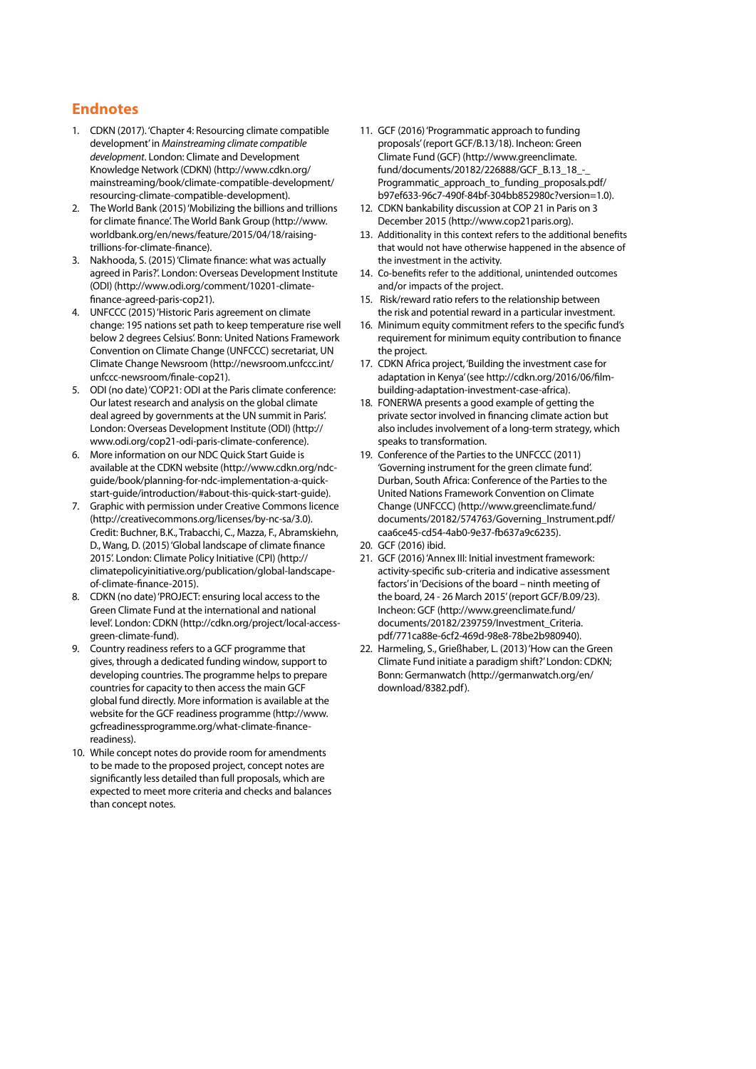## Endnotes

1. CDKN (2017). 'Chapter 4: Resourcing climate compatible development' in *Mainstreaming climate compatible development*. London: Climate and Development Knowledge Network (CDKN) (http://www.cdkn.org/mainstreaming/book/climate-compatible-development/resourcing-climate-compatible-development).
2. The World Bank (2015) 'Mobilizing the billions and trillions for climate finance'. The World Bank Group (http://www.worldbank.org/en/news/feature/2015/04/18/raising-trillions-for-climate-finance).
3. Nakhooda, S. (2015) 'Climate finance: what was actually agreed in Paris?'. London: Overseas Development Institute (ODI) (http://www.odi.org/comment/10201-climate-finance-agreed-paris-cop21).
4. UNFCCC (2015) 'Historic Paris agreement on climate change: 195 nations set path to keep temperature rise well below 2 degrees Celsius'. Bonn: United Nations Framework Convention on Climate Change (UNFCCC) secretariat, UN Climate Change Newsroom (http://newsroom.unfccc.int/unfccc-newsroom/finale-cop21).
5. ODI (no date) 'COP21: ODI at the Paris climate conference: Our latest research and analysis on the global climate deal agreed by governments at the UN summit in Paris'. London: Overseas Development Institute (ODI) (http://www.odi.org/cop21-odi-paris-climate-conference).
6. More information on our NDC Quick Start Guide is available at the CDKN website (http://www.cdkn.org/ndc-guide/book/planning-for-ndc-implementation-a-quick-start-guide/introduction/#about-this-quick-start-guide).
7. Graphic with permission under Creative Commons licence (http://creativecommons.org/licenses/by-nc-sa/3.0). Credit: Buchner, B.K., Trabacchi, C., Mazza, F., Abramskiehn, D., Wang, D. (2015) 'Global landscape of climate finance 2015'. London: Climate Policy Initiative (CPI) (http://climatepolicyinitiative.org/publication/global-landscape-of-climate-finance-2015).
8. CDKN (no date) 'PROJECT: ensuring local access to the Green Climate Fund at the international and national level'. London: CDKN (http://cdkn.org/project/local-access-green-climate-fund).
9. Country readiness refers to a GCF programme that gives, through a dedicated funding window, support to developing countries. The programme helps to prepare countries for capacity to then access the main GCF global fund directly. More information is available at the website for the GCF readiness programme (http://www.gcfreadinessprogramme.org/what-climate-finance-readiness).
10. While concept notes do provide room for amendments to be made to the proposed project, concept notes are significantly less detailed than full proposals, which are expected to meet more criteria and checks and balances than concept notes.
11. GCF (2016) 'Programmatic approach to funding proposals' (report GCF/B.13/18). Incheon: Green Climate Fund (GCF) (http://www.greenclimate.fund/documents/20182/226888/GCF_B.13_18_-_Programmatic_approach_to_funding_proposals.pdf/b97ef633-96c7-490f-84bf-304bb852980c?version=1.0).
12. CDKN bankability discussion at COP 21 in Paris on 3 December 2015 (http://www.cop21paris.org).
13. Additionality in this context refers to the additional benefits that would not have otherwise happened in the absence of the investment in the activity.
14. Co-benefits refer to the additional, unintended outcomes and/or impacts of the project.
15. Risk/reward ratio refers to the relationship between the risk and potential reward in a particular investment.
16. Minimum equity commitment refers to the specific fund's requirement for minimum equity contribution to finance the project.
17. CDKN Africa project, 'Building the investment case for adaptation in Kenya' (see http://cdkn.org/2016/06/film-building-adaptation-investment-case-africa).
18. FONERWA presents a good example of getting the private sector involved in financing climate action but also includes involvement of a long-term strategy, which speaks to transformation.
19. Conference of the Parties to the UNFCCC (2011) 'Governing instrument for the green climate fund'. Durban, South Africa: Conference of the Parties to the United Nations Framework Convention on Climate Change (UNFCCC) (http://www.greenclimate.fund/documents/20182/574763/Governing_Instrument.pdf/caa6ce45-cd54-4ab0-9e37-fb637a9c6235).
20. GCF (2016) ibid.
21. GCF (2016) 'Annex III: Initial investment framework: activity-specific sub-criteria and indicative assessment factors' in 'Decisions of the board – ninth meeting of the board, 24 - 26 March 2015' (report GCF/B.09/23). Incheon: GCF (http://www.greenclimate.fund/documents/20182/239759/Investment_Criteria.pdf/771ca88e-6cf2-469d-98e8-78be2b980940).
22. Harmeling, S., Grießhaber, L. (2013) 'How can the Green Climate Fund initiate a paradigm shift?' London: CDKN; Bonn: Germanwatch (http://germanwatch.org/en/download/8382.pdf).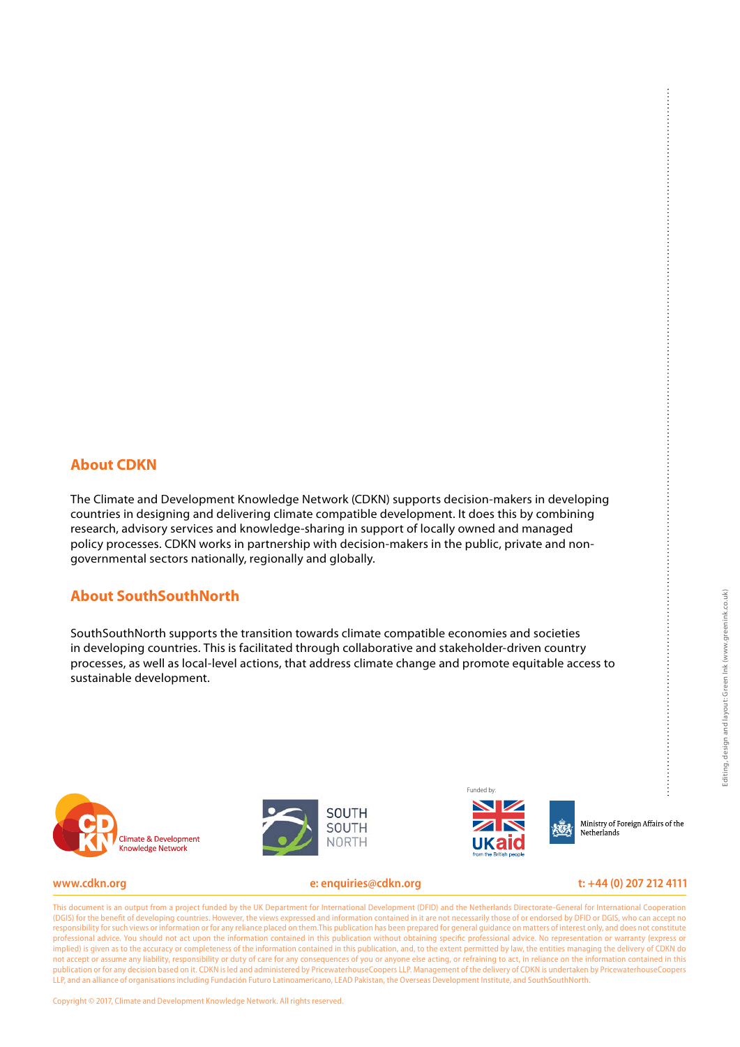## About CDKN

The Climate and Development Knowledge Network (CDKN) supports decision-makers in developing countries in designing and delivering climate compatible development. It does this by combining research, advisory services and knowledge-sharing in support of locally owned and managed policy processes. CDKN works in partnership with decision-makers in the public, private and non-governmental sectors nationally, regionally and globally.

## About SouthSouthNorth

SouthSouthNorth supports the transition towards climate compatible economies and societies in developing countries. This is facilitated through collaborative and stakeholder-driven country processes, as well as local-level actions, that address climate change and promote equitable access to sustainable development.

Editing, design and layout: Green Ink (www.greenink.co.uk)

Climate & Development Knowledge Network

SOUTH SOUTH NORTH

Funded by:

UKaid from the British people

Ministry of Foreign Affairs of the Netherlands

**www.cdkn.org** **e: enquiries@cdkn.org** **t: +44 (0) 207 212 4111**

This document is an output from a project funded by the UK Department for International Development (DFID) and the Netherlands Directorate-General for International Cooperation (DGIS) for the benefit of developing countries. However, the views expressed and information contained in it are not necessarily those of or endorsed by DFID or DGIS, who can accept no responsibility for such views or information or for any reliance placed on them.This publication has been prepared for general guidance on matters of interest only, and does not constitute professional advice. You should not act upon the information contained in this publication without obtaining specific professional advice. No representation or warranty (express or implied) is given as to the accuracy or completeness of the information contained in this publication, and, to the extent permitted by law, the entities managing the delivery of CDKN do not accept or assume any liability, responsibility or duty of care for any consequences of you or anyone else acting, or refraining to act, in reliance on the information contained in this publication or for any decision based on it. CDKN is led and administered by PricewaterhouseCoopers LLP. Management of the delivery of CDKN is undertaken by PricewaterhouseCoopers LLP, and an alliance of organisations including Fundación Futuro Latinoamericano, LEAD Pakistan, the Overseas Development Institute, and SouthSouthNorth.

Copyright © 2017, Climate and Development Knowledge Network. All rights reserved.